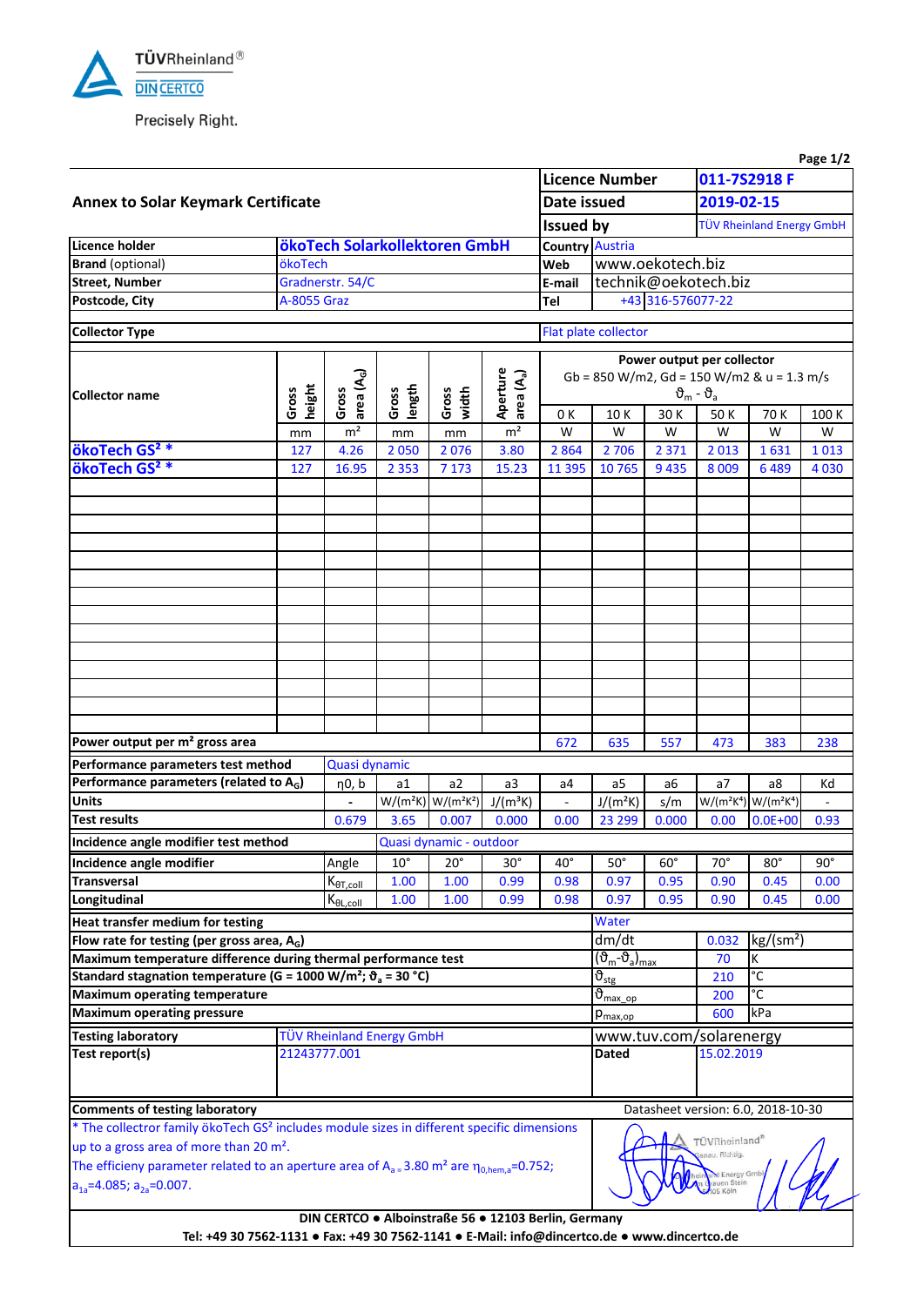TÜVRheinland®
DIN CERTCO
Precisely Right.

## Annex to Solar Keymark Certificate

| | | | |
|---|---|---|---|
| **Licence Number** | 011-7S2918 F | | |
| **Date issued** | 2019-02-15 | | |
| **Issued by** | TÜV Rheinland Energy GmbH | | |

| | | | |
|---|---|---|---|
| **Licence holder** | **ökoTech Solarkollektoren GmbH** | **Country** | Austria |
| **Brand** (optional) | ökoTech | **Web** | www.oekotech.biz |
| **Street, Number** | Gradnerstr. 54/C | **E-mail** | technik@oekotech.biz |
| **Postcode, City** | A-8055 Graz | **Tel** | +43 316-576077-22 |

| | |
|---|---|
| **Collector Type** | Flat plate collector |

| Collector name | Gross height | Gross area ($A_G$) | Gross length | Gross width | Aperture area ($A_a$) | Power output per collector Gb = 850 W/m2, Gd = 150 W/m2 & u = 1.3 m/s $\vartheta_m - \vartheta_a$ 0 K | 10 K | 30 K | 50 K | 70 K | 100 K |
|---|---|---|---|---|---|---|---|---|---|---|---|
| | mm | m² | mm | mm | m² | W | W | W | W | W | W |
| **ökoTech GS² *** | 127 | 4.26 | 2 050 | 2 076 | 3.80 | 2 864 | 2 706 | 2 371 | 2 013 | 1 631 | 1 013 |
| **ökoTech GS² *** | 127 | 16.95 | 2 353 | 7 173 | 15.23 | 11 395 | 10 765 | 9 435 | 8 009 | 6 489 | 4 030 |
| **Power output per m² gross area** | | | | | | 672 | 635 | 557 | 473 | 383 | 238 |

| | | | | | | | | | | |
|---|---|---|---|---|---|---|---|---|---|---|
| **Performance parameters test method** | Quasi dynamic | | | | | | | | | |
| **Performance parameters (related to $A_G$)** | η0, b | a1 | a2 | a3 | a4 | a5 | a6 | a7 | a8 | Kd |
| **Units** | - | W/(m²K) | W/(m²K²) | J/(m³K) | - | J/(m²K) | s/m | W/(m²K⁴) | W/(m²K⁴) | - |
| **Test results** | 0.679 | 3.65 | 0.007 | 0.000 | 0.00 | 23 299 | 0.000 | 0.00 | 0.0E+00 | 0.93 |

| | | | | | | | | | | |
|---|---|---|---|---|---|---|---|---|---|---|
| **Incidence angle modifier test method** | Quasi dynamic - outdoor | | | | | | | | | |
| **Incidence angle modifier** | Angle | 10° | 20° | 30° | 40° | 50° | 60° | 70° | 80° | 90° |
| **Transversal** | $K_{\theta T,coll}$ | 1.00 | 1.00 | 0.99 | 0.98 | 0.97 | 0.95 | 0.90 | 0.45 | 0.00 |
| **Longitudinal** | $K_{\theta L,coll}$ | 1.00 | 1.00 | 0.99 | 0.98 | 0.97 | 0.95 | 0.90 | 0.45 | 0.00 |

| | | | |
|---|---|---|---|
| **Heat transfer medium for testing** | Water | | |
| **Flow rate for testing (per gross area, $A_G$)** | dm/dt | 0.032 | kg/(sm²) |
| **Maximum temperature difference during thermal performance test** | $(\vartheta_m-\vartheta_a)_{max}$ | 70 | K |
| **Standard stagnation temperature (G = 1000 W/m²; $\vartheta_a$ = 30 °C)** | $\vartheta_{stg}$ | 210 | °C |
| **Maximum operating temperature** | $\vartheta_{max\_op}$ | 200 | °C |
| **Maximum operating pressure** | $p_{max,op}$ | 600 | kPa |

| | | | |
|---|---|---|---|
| **Testing laboratory** | TÜV Rheinland Energy GmbH | www.tuv.com/solarenergy | |
| **Test report(s)** | 21243777.001 | **Dated** | 15.02.2019 |

**Comments of testing laboratory** — Datasheet version: 6.0, 2018-10-30

* The collectror family ökoTech GS² includes module sizes in different specific dimensions up to a gross area of more than 20 m².
The efficiency parameter related to an aperture area of $A_a$ = 3.80 m² are $\eta_{0,hem,a}$=0.752; $a_{1a}$=4.085; $a_{2a}$=0.007.

DIN CERTCO ● Alboinstraße 56 ● 12103 Berlin, Germany
Tel: +49 30 7562-1131 ● Fax: +49 30 7562-1141 ● E-Mail: info@dincertco.de ● www.dincertco.de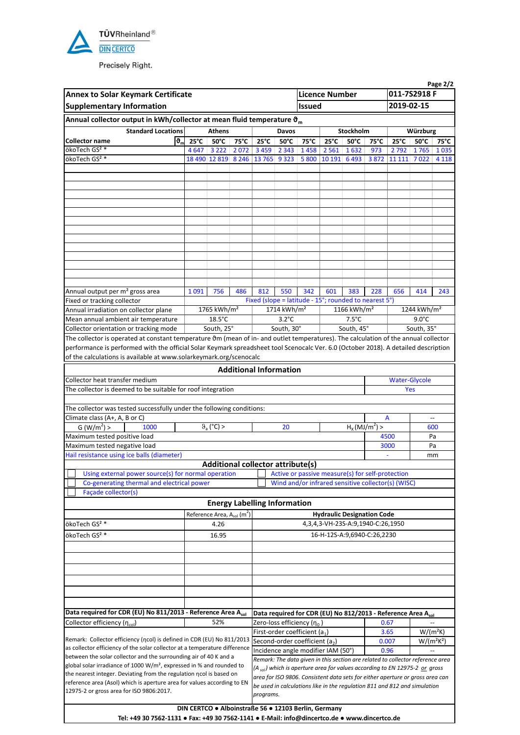TÜVRheinland®
DIN CERTCO
Precisely Right.

## Annex to Solar Keymark Certificate

## Supplementary Information

| | |
|---|---|
| Licence Number | 011-7S2918 F |
| Issued | 2019-02-15 |

### Annual collector output in kWh/collector at mean fluid temperature $\vartheta_m$

| Standard Locations | Athens | | | Davos | | | Stockholm | | | Würzburg | | |
|---|---|---|---|---|---|---|---|---|---|---|---|---|
| Collector name / $\vartheta_m$ | 25°C | 50°C | 75°C | 25°C | 50°C | 75°C | 25°C | 50°C | 75°C | 25°C | 50°C | 75°C |
| ökoTech GS² * | 4 647 | 3 222 | 2 072 | 3 459 | 2 343 | 1 458 | 2 561 | 1 632 | 973 | 2 792 | 1 765 | 1 035 |
| ökoTech GS² * | 18 490 | 12 819 | 8 246 | 13 765 | 9 323 | 5 800 | 10 191 | 6 493 | 3 872 | 11 111 | 7 022 | 4 118 |
| Annual output per m² gross area | 1 091 | 756 | 486 | 812 | 550 | 342 | 601 | 383 | 228 | 656 | 414 | 243 |
| Fixed or tracking collector | Fixed (slope = latitude - 15°; rounded to nearest 5°) | | | | | | | | | | | |
| Annual irradiation on collector plane | 1765 kWh/m² | | | 1714 kWh/m² | | | 1166 kWh/m² | | | 1244 kWh/m² | | |
| Mean annual ambient air temperature | 18.5°C | | | 3.2°C | | | 7.5°C | | | 9.0°C | | |
| Collector orientation or tracking mode | South, 25° | | | South, 30° | | | South, 45° | | | South, 35° | | |

The collector is operated at constant temperature ϑm (mean of in- and outlet temperatures). The calculation of the annual collector performance is performed with the official Solar Keymark spreadsheet tool Scenocalc Ver. 6.0 (October 2018). A detailed description of the calculations is available at www.solarkeymark.org/scenocalc

### Additional Information

| | |
|---|---|
| Collector heat transfer medium | Water-Glycole |
| The collector is deemed to be suitable for roof integration | Yes |

The collector was tested successfully under the following conditions:

| | | | | | |
|---|---|---|---|---|---|
| Climate class (A+, A, B or C) | | | | A | -- |
| G (W/m²) > | 1000 | $\vartheta_a$ (°C) > | 20 | $H_x$ (MJ/m²) > | 600 |
| Maximum tested positive load | | | | 4500 | Pa |
| Maximum tested negative load | | | | 3000 | Pa |
| Hail resistance using ice balls (diameter) | | | | - | mm |

### Additional collector attribute(s)

- ☐ Using external power source(s) for normal operation
- ☐ Active or passive measure(s) for self-protection
- ☐ Co-generating thermal and electrical power
- ☐ Wind and/or infrared sensitive collector(s) (WISC)
- ☐ Façade collector(s)

### Energy Labelling Information

| | Reference Area, $A_{sol}$ (m²) | Hydraulic Designation Code |
|---|---|---|
| ökoTech GS² * | 4.26 | 4,3,4,3-VH-23S-A:9,1940-C:26,1950 |
| ökoTech GS² * | 16.95 | 16-H-12S-A:9,6940-C:26,2230 |

**Data required for CDR (EU) No 811/2013 - Reference Area $A_{sol}$**

| | |
|---|---|
| Collector efficiency ($\eta_{col}$) | 52% |

Remark: Collector efficiency (ηcol) is defined in CDR (EU) No 811/2013 as collector efficiency of the solar collector at a temperature difference between the solar collector and the surrounding air of 40 K and a global solar irradiance of 1000 W/m², expressed in % and rounded to the nearest integer. Deviating from the regulation ηcol is based on reference area (Asol) which is aperture area for values according to EN 12975-2 or gross area for ISO 9806:2017.

**Data required for CDR (EU) No 812/2013 - Reference Area $A_{sol}$**

| | | |
|---|---|---|
| Zero-loss efficiency ($\eta_0$) | 0.67 | -- |
| First-order coefficient ($a_1$) | 3.65 | W/(m²K) |
| Second-order coefficient ($a_2$) | 0.007 | W/(m²K²) |
| Incidence angle modifier IAM (50°) | 0.96 | -- |

*Remark: The data given in this section are related to collector reference area ($A_{sol}$) which is aperture area for values according to EN 12975-2 or gross area for ISO 9806. Consistent data sets for either aperture or gross area can be used in calculations like in the regulation 811 and 812 and simulation programs.*

**DIN CERTCO ● Alboinstraße 56 ● 12103 Berlin, Germany**
**Tel: +49 30 7562-1131 ● Fax: +49 30 7562-1141 ● E-Mail: info@dincertco.de ● www.dincertco.de**